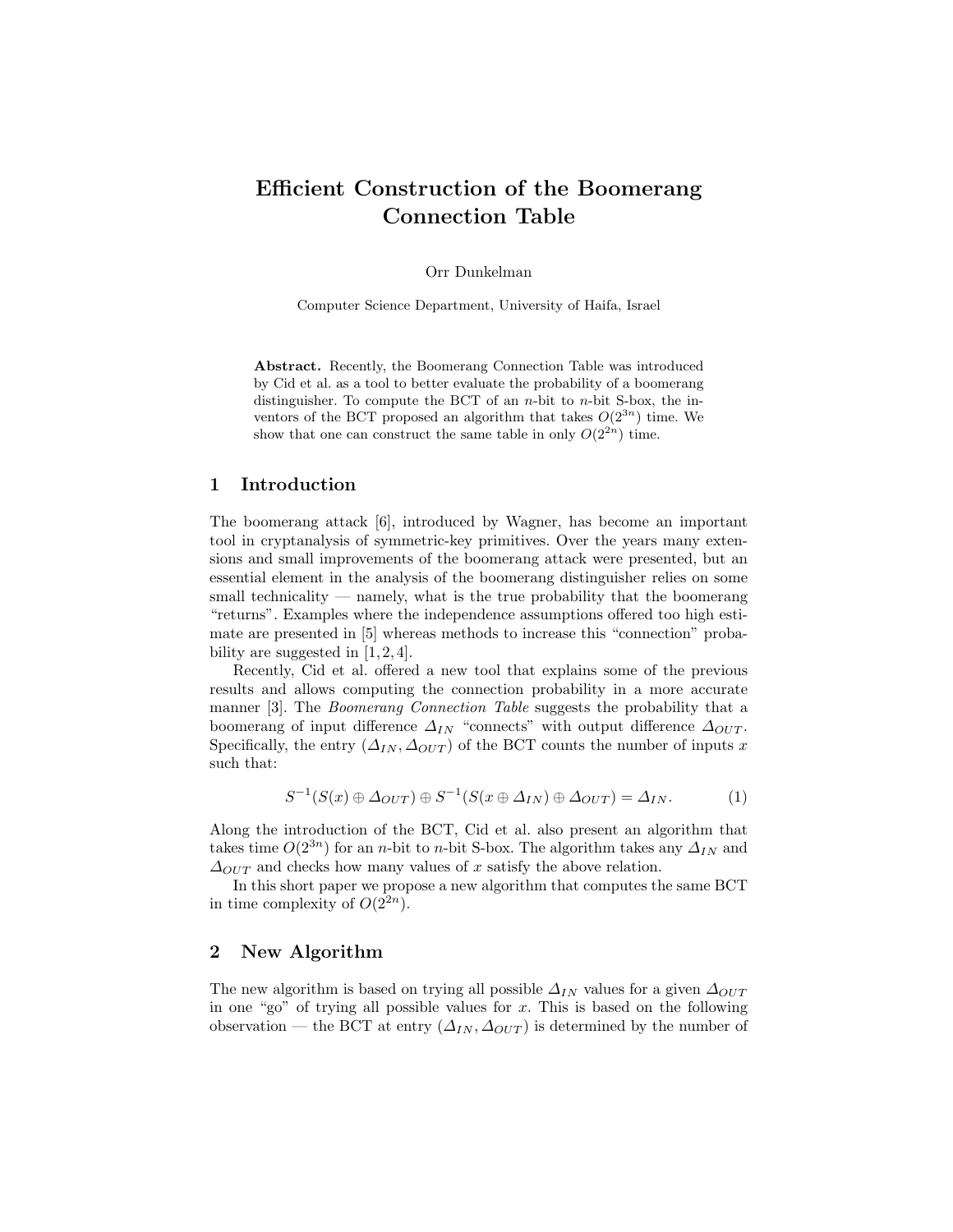# Efficient Construction of the Boomerang Connection Table

Orr Dunkelman

Computer Science Department, University of Haifa, Israel

**Abstract.** Recently, the Boomerang Connection Table was introduced by Cid et al. as a tool to better evaluate the probability of a boomerang distinguisher. To compute the BCT of an $n$-bit to $n$-bit S-box, the inventors of the BCT proposed an algorithm that takes $O(2^{3n})$ time. We show that one can construct the same table in only $O(2^{2n})$ time.

## 1 Introduction

The boomerang attack [6], introduced by Wagner, has become an important tool in cryptanalysis of symmetric-key primitives. Over the years many extensions and small improvements of the boomerang attack were presented, but an essential element in the analysis of the boomerang distinguisher relies on some small technicality — namely, what is the true probability that the boomerang "returns". Examples where the independence assumptions offered too high estimate are presented in [5] whereas methods to increase this "connection" probability are suggested in [1, 2, 4].

Recently, Cid et al. offered a new tool that explains some of the previous results and allows computing the connection probability in a more accurate manner [3]. The *Boomerang Connection Table* suggests the probability that a boomerang of input difference $\Delta_{IN}$ "connects" with output difference $\Delta_{OUT}$. Specifically, the entry $(\Delta_{IN}, \Delta_{OUT})$ of the BCT counts the number of inputs $x$ such that:

$$S^{-1}(S(x) \oplus \Delta_{OUT}) \oplus S^{-1}(S(x \oplus \Delta_{IN}) \oplus \Delta_{OUT}) = \Delta_{IN}. \qquad (1)$$

Along the introduction of the BCT, Cid et al. also present an algorithm that takes time $O(2^{3n})$ for an $n$-bit to $n$-bit S-box. The algorithm takes any $\Delta_{IN}$ and $\Delta_{OUT}$ and checks how many values of $x$ satisfy the above relation.

In this short paper we propose a new algorithm that computes the same BCT in time complexity of $O(2^{2n})$.

## 2 New Algorithm

The new algorithm is based on trying all possible $\Delta_{IN}$ values for a given $\Delta_{OUT}$ in one "go" of trying all possible values for $x$. This is based on the following observation — the BCT at entry $(\Delta_{IN}, \Delta_{OUT})$ is determined by the number of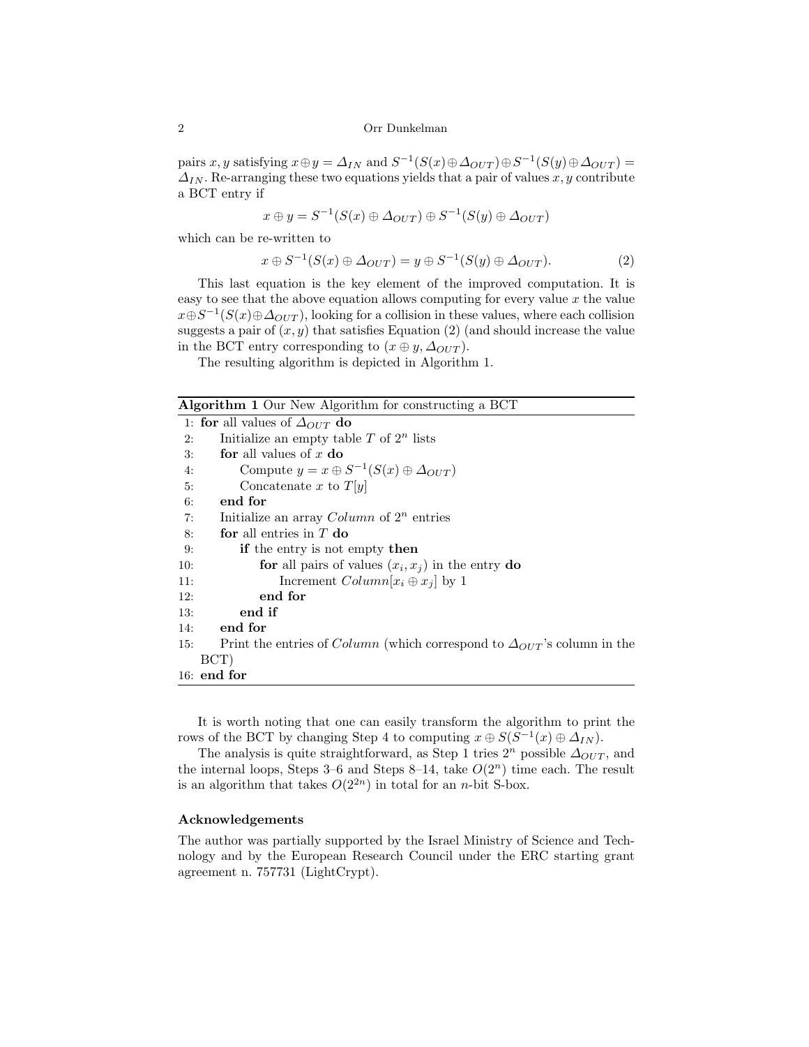pairs $x, y$ satisfying $x \oplus y = \Delta_{IN}$ and $S^{-1}(S(x) \oplus \Delta_{OUT}) \oplus S^{-1}(S(y) \oplus \Delta_{OUT}) = \Delta_{IN}$. Re-arranging these two equations yields that a pair of values $x, y$ contribute a BCT entry if

$$x \oplus y = S^{-1}(S(x) \oplus \Delta_{OUT}) \oplus S^{-1}(S(y) \oplus \Delta_{OUT})$$

which can be re-written to

$$x \oplus S^{-1}(S(x) \oplus \Delta_{OUT}) = y \oplus S^{-1}(S(y) \oplus \Delta_{OUT}). \tag{2}$$

This last equation is the key element of the improved computation. It is easy to see that the above equation allows computing for every value $x$ the value $x \oplus S^{-1}(S(x) \oplus \Delta_{OUT})$, looking for a collision in these values, where each collision suggests a pair of $(x, y)$ that satisfies Equation (2) (and should increase the value in the BCT entry corresponding to $(x \oplus y, \Delta_{OUT})$.

The resulting algorithm is depicted in Algorithm 1.

**Algorithm 1** Our New Algorithm for constructing a BCT

```
 1: for all values of Δ_OUT do
 2:     Initialize an empty table T of 2^n lists
 3:     for all values of x do
 4:         Compute y = x ⊕ S^{-1}(S(x) ⊕ Δ_OUT)
 5:         Concatenate x to T[y]
 6:     end for
 7:     Initialize an array Column of 2^n entries
 8:     for all entries in T do
 9:         if the entry is not empty then
10:             for all pairs of values (x_i, x_j) in the entry do
11:                 Increment Column[x_i ⊕ x_j] by 1
12:             end for
13:         end if
14:     end for
15:     Print the entries of Column (which correspond to Δ_OUT's column in the
        BCT)
16: end for
```

It is worth noting that one can easily transform the algorithm to print the rows of the BCT by changing Step 4 to computing $x \oplus S(S^{-1}(x) \oplus \Delta_{IN})$.

The analysis is quite straightforward, as Step 1 tries $2^n$ possible $\Delta_{OUT}$, and the internal loops, Steps 3–6 and Steps 8–14, take $O(2^n)$ time each. The result is an algorithm that takes $O(2^{2n})$ in total for an $n$-bit S-box.

### Acknowledgements

The author was partially supported by the Israel Ministry of Science and Technology and by the European Research Council under the ERC starting grant agreement n. 757731 (LightCrypt).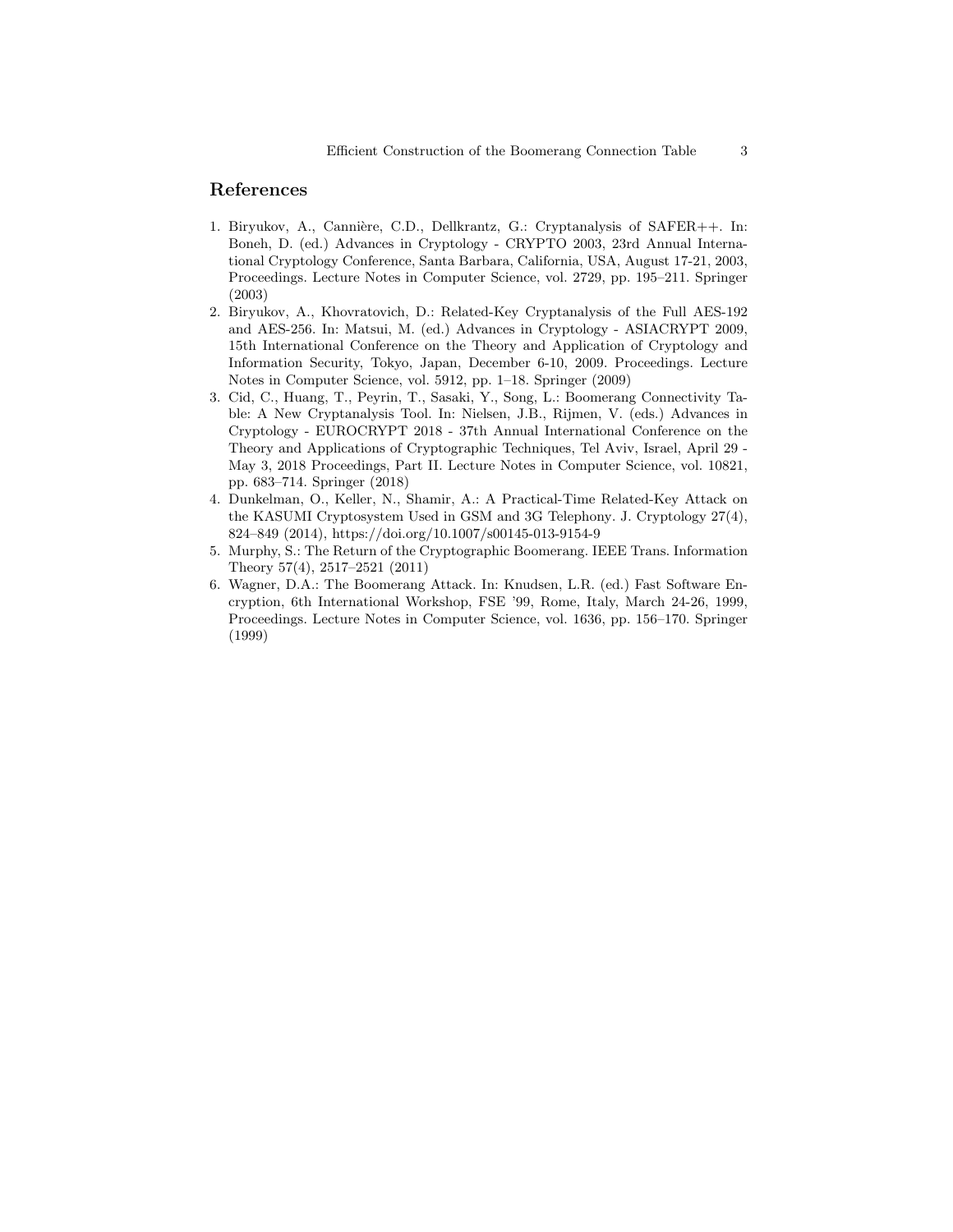## References

1. Biryukov, A., Cannière, C.D., Dellkrantz, G.: Cryptanalysis of SAFER++. In: Boneh, D. (ed.) Advances in Cryptology - CRYPTO 2003, 23rd Annual International Cryptology Conference, Santa Barbara, California, USA, August 17-21, 2003, Proceedings. Lecture Notes in Computer Science, vol. 2729, pp. 195–211. Springer (2003)
2. Biryukov, A., Khovratovich, D.: Related-Key Cryptanalysis of the Full AES-192 and AES-256. In: Matsui, M. (ed.) Advances in Cryptology - ASIACRYPT 2009, 15th International Conference on the Theory and Application of Cryptology and Information Security, Tokyo, Japan, December 6-10, 2009. Proceedings. Lecture Notes in Computer Science, vol. 5912, pp. 1–18. Springer (2009)
3. Cid, C., Huang, T., Peyrin, T., Sasaki, Y., Song, L.: Boomerang Connectivity Table: A New Cryptanalysis Tool. In: Nielsen, J.B., Rijmen, V. (eds.) Advances in Cryptology - EUROCRYPT 2018 - 37th Annual International Conference on the Theory and Applications of Cryptographic Techniques, Tel Aviv, Israel, April 29 - May 3, 2018 Proceedings, Part II. Lecture Notes in Computer Science, vol. 10821, pp. 683–714. Springer (2018)
4. Dunkelman, O., Keller, N., Shamir, A.: A Practical-Time Related-Key Attack on the KASUMI Cryptosystem Used in GSM and 3G Telephony. J. Cryptology 27(4), 824–849 (2014), https://doi.org/10.1007/s00145-013-9154-9
5. Murphy, S.: The Return of the Cryptographic Boomerang. IEEE Trans. Information Theory 57(4), 2517–2521 (2011)
6. Wagner, D.A.: The Boomerang Attack. In: Knudsen, L.R. (ed.) Fast Software Encryption, 6th International Workshop, FSE '99, Rome, Italy, March 24-26, 1999, Proceedings. Lecture Notes in Computer Science, vol. 1636, pp. 156–170. Springer (1999)